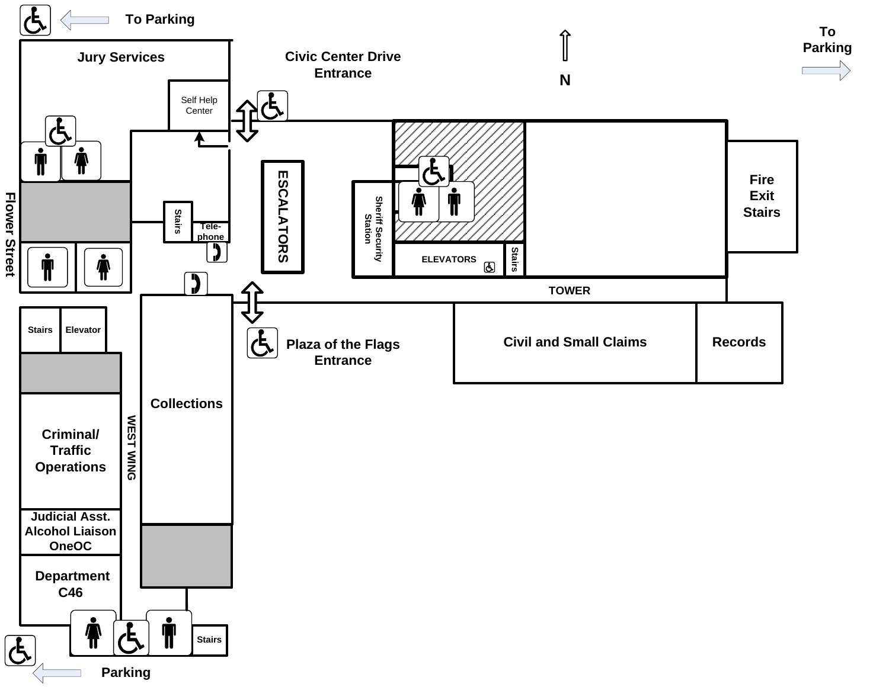To Parking

To Parking

N

Jury Services

Civic Center Drive Entrance

Self Help Center

Flower Street

Stairs

Tele-phone

ESCALATORS

Sheriff Security Station

ELEVATORS

Stairs

Fire Exit Stairs

TOWER

Plaza of the Flags Entrance

Civil and Small Claims

Records

Stairs

Elevator

Collections

Criminal/ Traffic Operations

WEST WING

Judicial Asst. Alcohol Liaison OneOC

Department C46

Stairs

Parking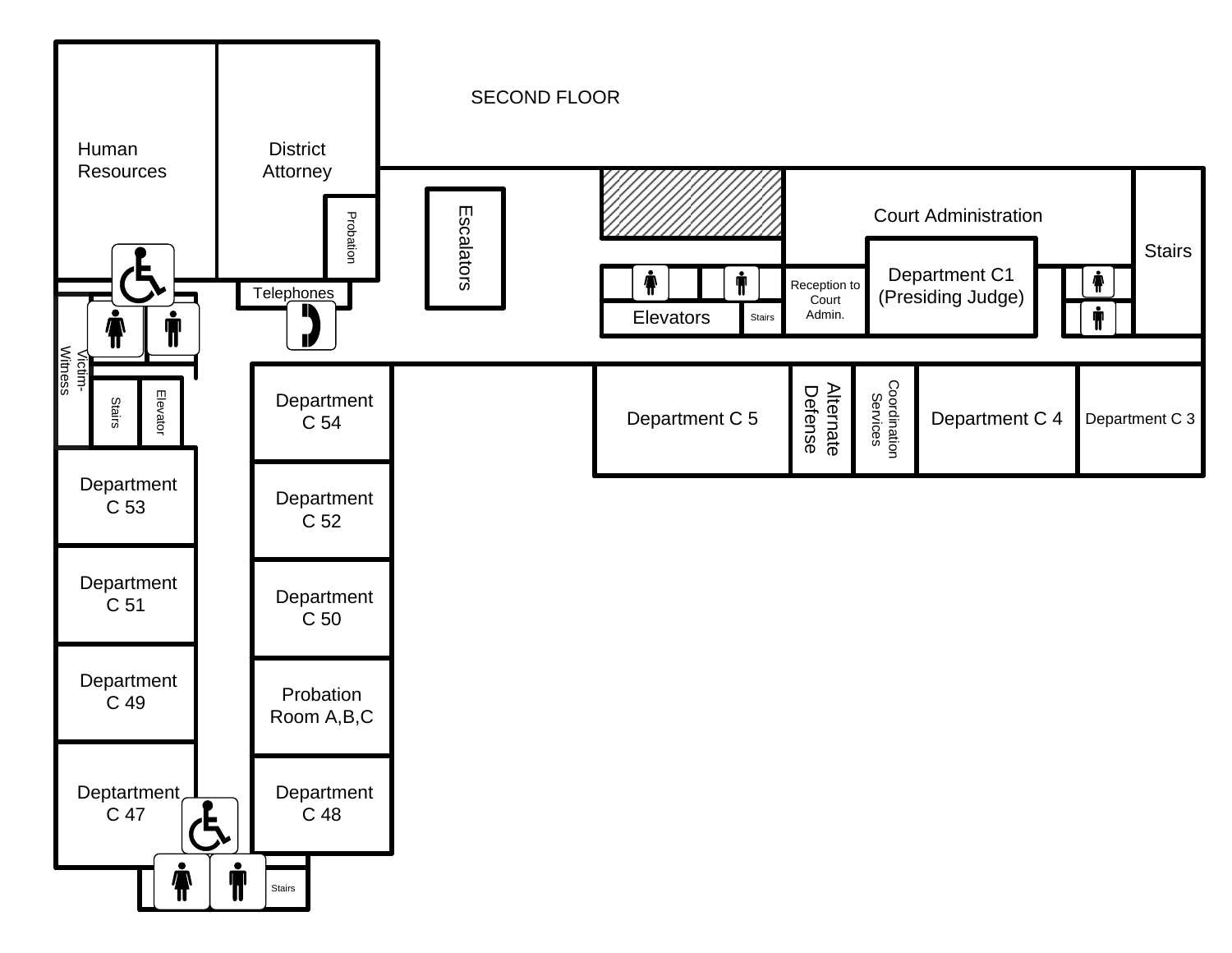# SECOND FLOOR

Human Resources

District Attorney

Probation

Escalators

Court Administration

Stairs

Telephones

Elevators

Stairs

Reception to Court Admin.

Department C1 (Presiding Judge)

Victim-Witness

Stairs

Elevator

Department C 54

Department C 5

Alternate Defense

Coordination Services

Department C 4

Department C 3

Department C 53

Department C 52

Department C 51

Department C 50

Department C 49

Probation Room A,B,C

Deptartment C 47

Department C 48

Stairs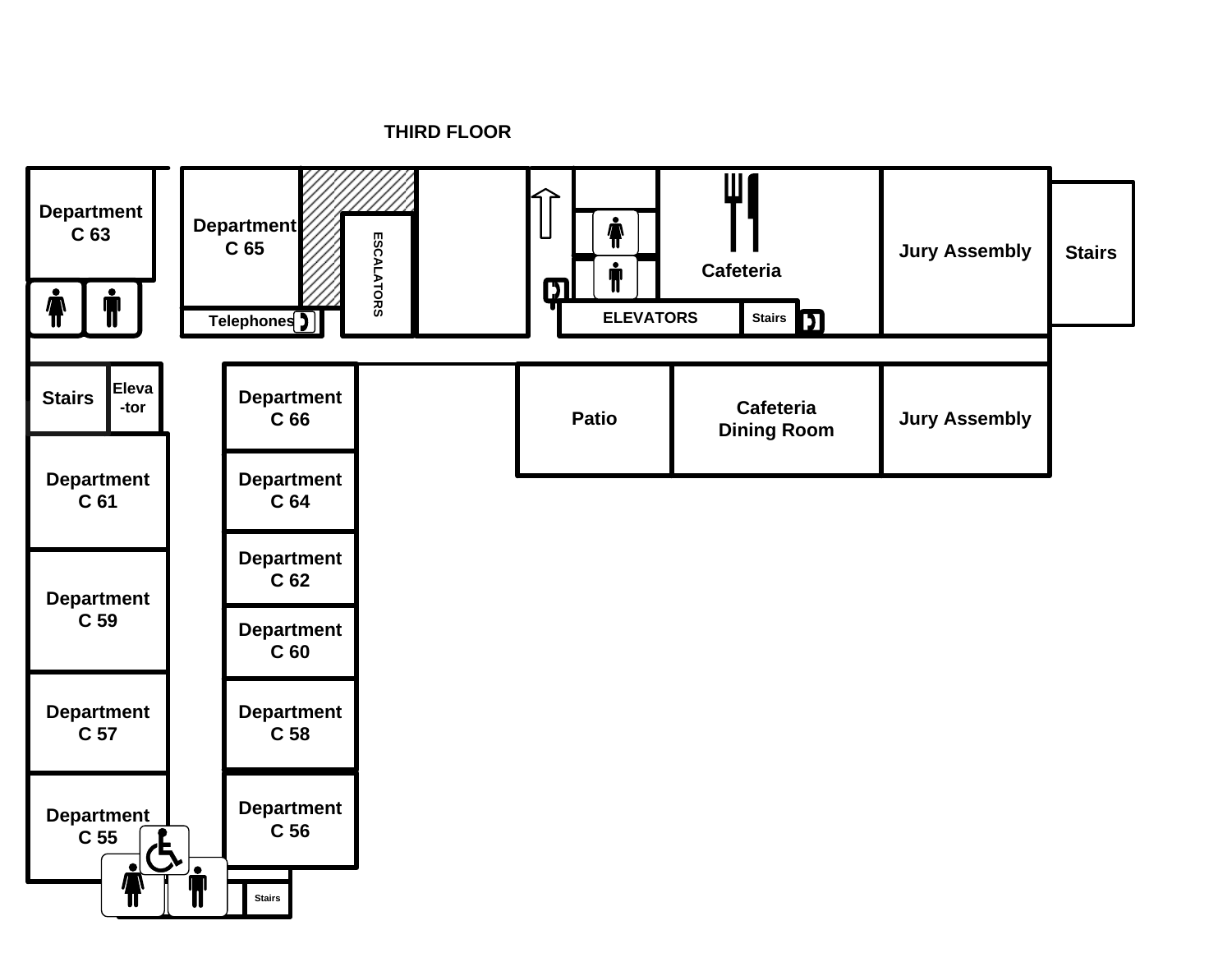# THIRD FLOOR

Department C 63

Department C 65

Telephones

ESCALATORS

ELEVATORS

Stairs

Cafeteria

Jury Assembly

Stairs

Stairs

Eleva-tor

Department C 66

Patio

Cafeteria Dining Room

Jury Assembly

Department C 61

Department C 64

Department C 59

Department C 62

Department C 60

Department C 57

Department C 58

Department C 55

Department C 56

Stairs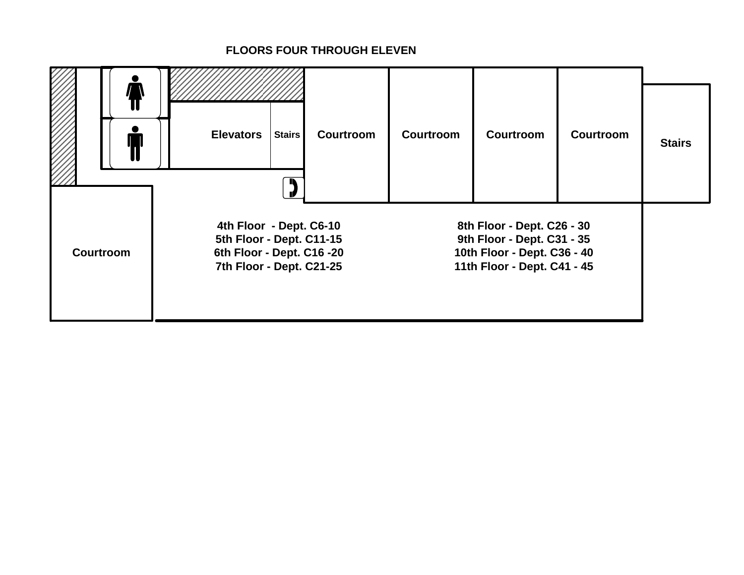# FLOORS FOUR THROUGH ELEVEN

Elevators

Stairs

Courtroom

Courtroom

Courtroom

Courtroom

Stairs

Courtroom

4th Floor - Dept. C6-10
5th Floor - Dept. C11-15
6th Floor - Dept. C16 -20
7th Floor - Dept. C21-25

8th Floor - Dept. C26 - 30
9th Floor - Dept. C31 - 35
10th Floor - Dept. C36 - 40
11th Floor - Dept. C41 - 45